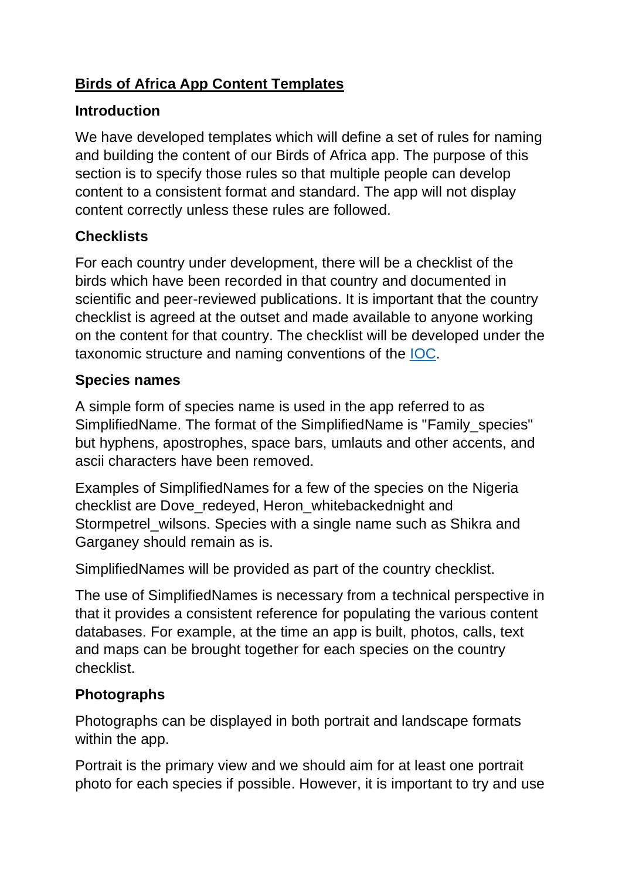# Birds of Africa App Content Templates

## Introduction

We have developed templates which will define a set of rules for naming and building the content of our Birds of Africa app. The purpose of this section is to specify those rules so that multiple people can develop content to a consistent format and standard. The app will not display content correctly unless these rules are followed.

## Checklists

For each country under development, there will be a checklist of the birds which have been recorded in that country and documented in scientific and peer-reviewed publications. It is important that the country checklist is agreed at the outset and made available to anyone working on the content for that country. The checklist will be developed under the taxonomic structure and naming conventions of the IOC.

## Species names

A simple form of species name is used in the app referred to as SimplifiedName. The format of the SimplifiedName is "Family_species" but hyphens, apostrophes, space bars, umlauts and other accents, and ascii characters have been removed.

Examples of SimplifiedNames for a few of the species on the Nigeria checklist are Dove_redeyed, Heron_whitebackednight and Stormpetrel_wilsons. Species with a single name such as Shikra and Garganey should remain as is.

SimplifiedNames will be provided as part of the country checklist.

The use of SimplifiedNames is necessary from a technical perspective in that it provides a consistent reference for populating the various content databases. For example, at the time an app is built, photos, calls, text and maps can be brought together for each species on the country checklist.

## Photographs

Photographs can be displayed in both portrait and landscape formats within the app.

Portrait is the primary view and we should aim for at least one portrait photo for each species if possible. However, it is important to try and use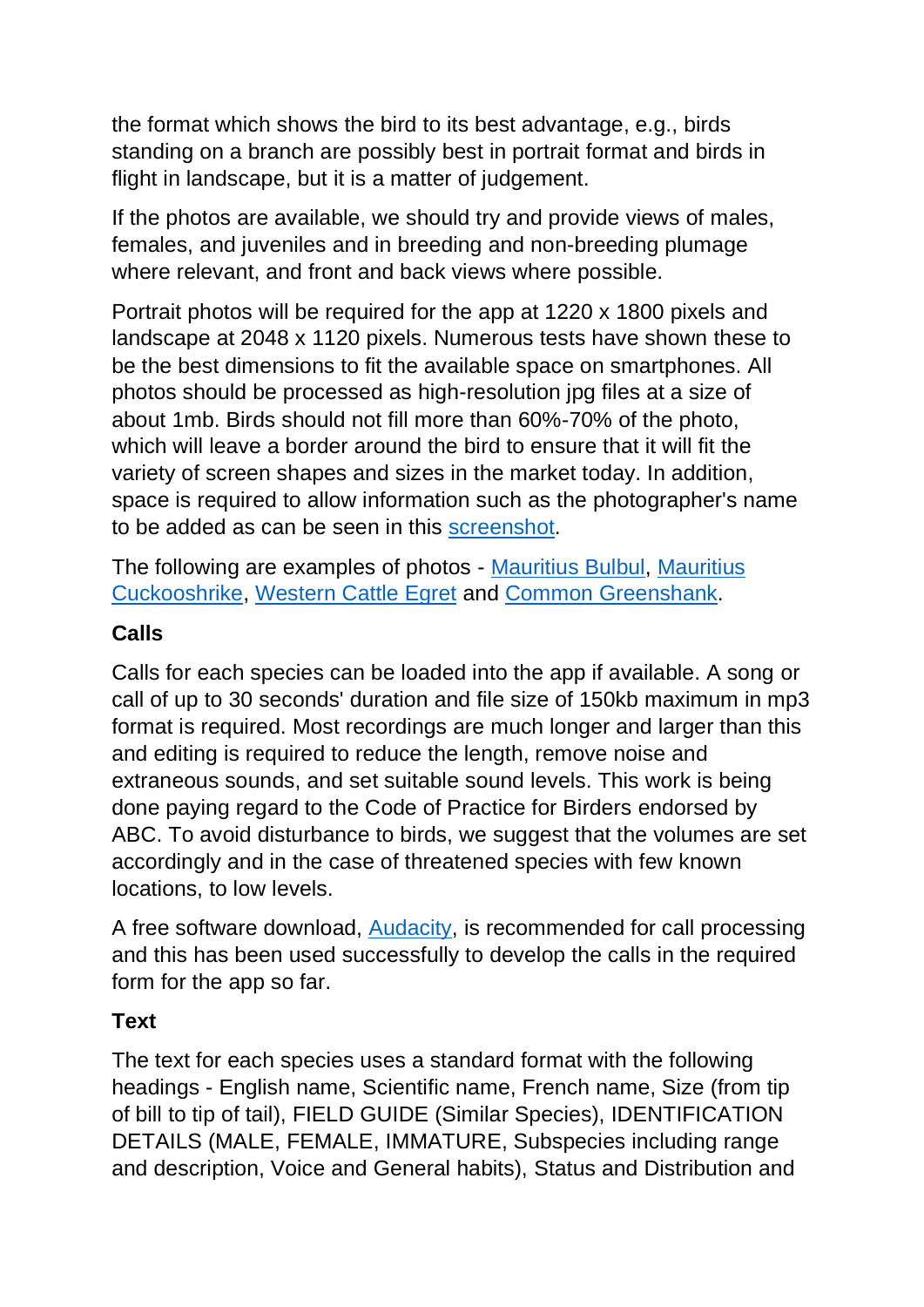the format which shows the bird to its best advantage, e.g., birds standing on a branch are possibly best in portrait format and birds in flight in landscape, but it is a matter of judgement.

If the photos are available, we should try and provide views of males, females, and juveniles and in breeding and non-breeding plumage where relevant, and front and back views where possible.

Portrait photos will be required for the app at 1220 x 1800 pixels and landscape at 2048 x 1120 pixels. Numerous tests have shown these to be the best dimensions to fit the available space on smartphones. All photos should be processed as high-resolution jpg files at a size of about 1mb. Birds should not fill more than 60%-70% of the photo, which will leave a border around the bird to ensure that it will fit the variety of screen shapes and sizes in the market today. In addition, space is required to allow information such as the photographer's name to be added as can be seen in this screenshot.

The following are examples of photos - Mauritius Bulbul, Mauritius Cuckooshrike, Western Cattle Egret and Common Greenshank.

**Calls**

Calls for each species can be loaded into the app if available. A song or call of up to 30 seconds' duration and file size of 150kb maximum in mp3 format is required. Most recordings are much longer and larger than this and editing is required to reduce the length, remove noise and extraneous sounds, and set suitable sound levels. This work is being done paying regard to the Code of Practice for Birders endorsed by ABC. To avoid disturbance to birds, we suggest that the volumes are set accordingly and in the case of threatened species with few known locations, to low levels.

A free software download, Audacity, is recommended for call processing and this has been used successfully to develop the calls in the required form for the app so far.

**Text**

The text for each species uses a standard format with the following headings - English name, Scientific name, French name, Size (from tip of bill to tip of tail), FIELD GUIDE (Similar Species), IDENTIFICATION DETAILS (MALE, FEMALE, IMMATURE, Subspecies including range and description, Voice and General habits), Status and Distribution and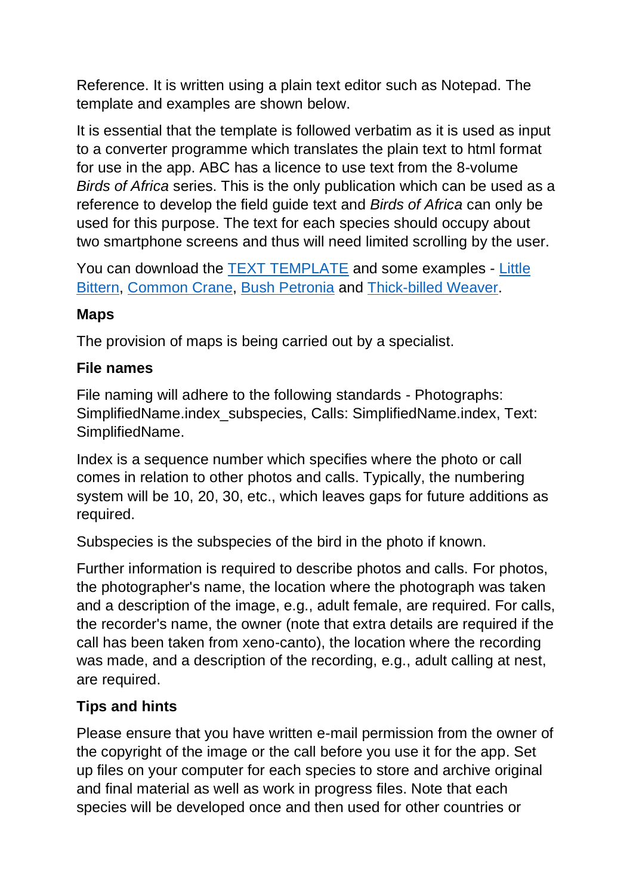Reference. It is written using a plain text editor such as Notepad. The template and examples are shown below.

It is essential that the template is followed verbatim as it is used as input to a converter programme which translates the plain text to html format for use in the app. ABC has a licence to use text from the 8-volume *Birds of Africa* series. This is the only publication which can be used as a reference to develop the field guide text and *Birds of Africa* can only be used for this purpose. The text for each species should occupy about two smartphone screens and thus will need limited scrolling by the user.

You can download the TEXT TEMPLATE and some examples - Little Bittern, Common Crane, Bush Petronia and Thick-billed Weaver.

**Maps**

The provision of maps is being carried out by a specialist.

**File names**

File naming will adhere to the following standards - Photographs: SimplifiedName.index_subspecies, Calls: SimplifiedName.index, Text: SimplifiedName.

Index is a sequence number which specifies where the photo or call comes in relation to other photos and calls. Typically, the numbering system will be 10, 20, 30, etc., which leaves gaps for future additions as required.

Subspecies is the subspecies of the bird in the photo if known.

Further information is required to describe photos and calls. For photos, the photographer's name, the location where the photograph was taken and a description of the image, e.g., adult female, are required. For calls, the recorder's name, the owner (note that extra details are required if the call has been taken from xeno-canto), the location where the recording was made, and a description of the recording, e.g., adult calling at nest, are required.

**Tips and hints**

Please ensure that you have written e-mail permission from the owner of the copyright of the image or the call before you use it for the app. Set up files on your computer for each species to store and archive original and final material as well as work in progress files. Note that each species will be developed once and then used for other countries or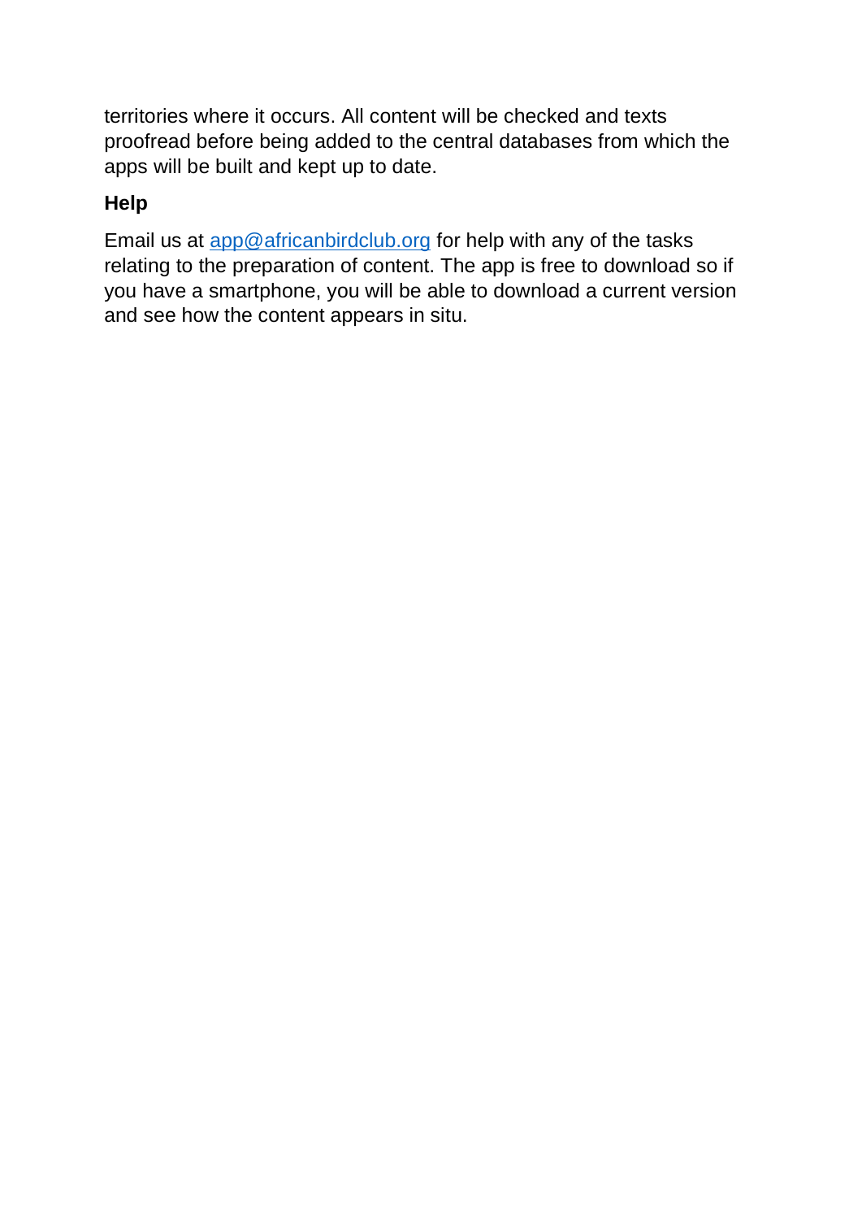territories where it occurs. All content will be checked and texts proofread before being added to the central databases from which the apps will be built and kept up to date.

### Help

Email us at [app@africanbirdclub.org](mailto:app@africanbirdclub.org) for help with any of the tasks relating to the preparation of content. The app is free to download so if you have a smartphone, you will be able to download a current version and see how the content appears in situ.